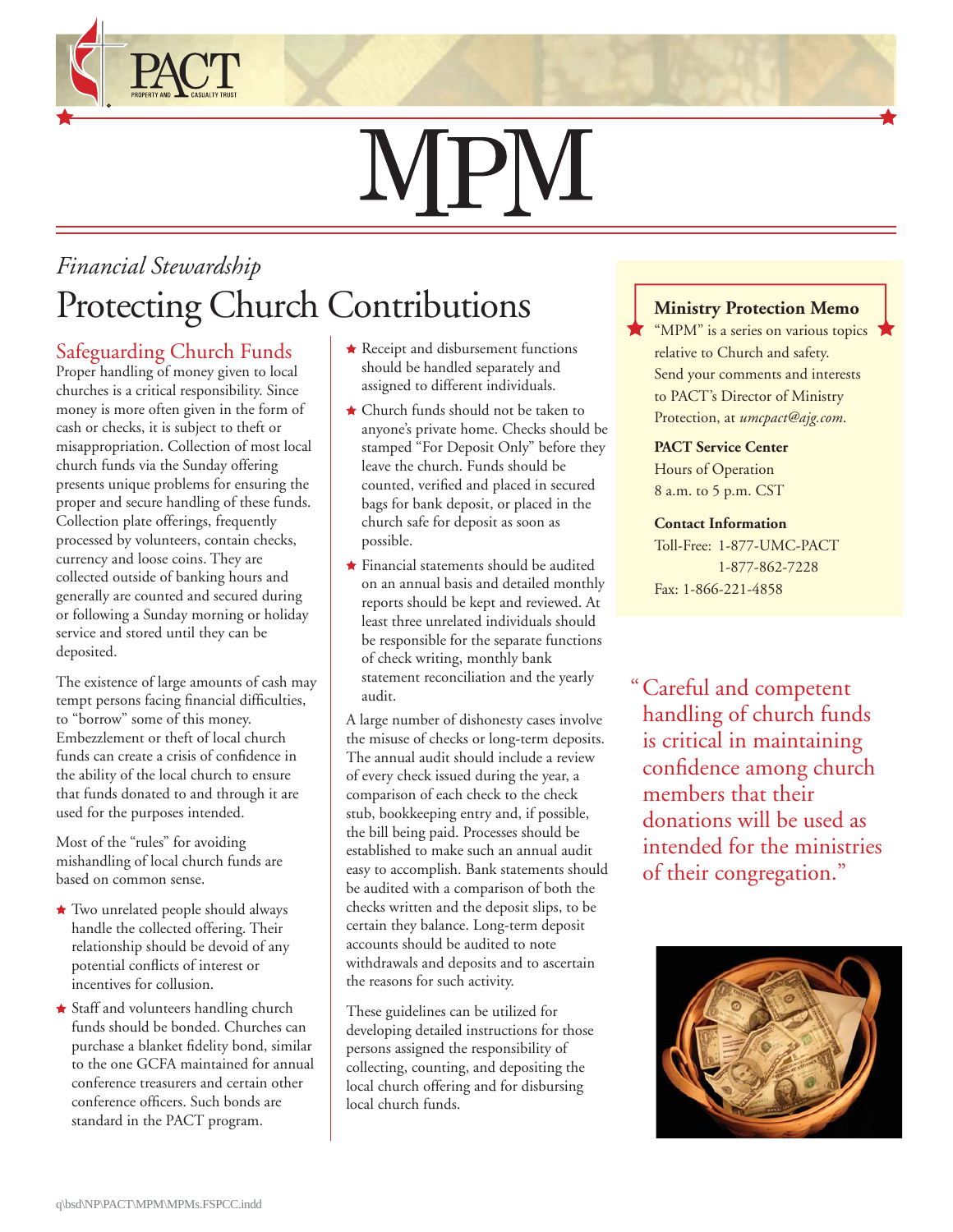# MPM

*Financial Stewardship*

# Protecting Church Contributions

## Safeguarding Church Funds

Proper handling of money given to local churches is a critical responsibility. Since money is more often given in the form of cash or checks, it is subject to theft or misappropriation. Collection of most local church funds via the Sunday offering presents unique problems for ensuring the proper and secure handling of these funds. Collection plate offerings, frequently processed by volunteers, contain checks, currency and loose coins. They are collected outside of banking hours and generally are counted and secured during or following a Sunday morning or holiday service and stored until they can be deposited.

The existence of large amounts of cash may tempt persons facing financial difficulties, to "borrow" some of this money. Embezzlement or theft of local church funds can create a crisis of confidence in the ability of the local church to ensure that funds donated to and through it are used for the purposes intended.

Most of the "rules" for avoiding mishandling of local church funds are based on common sense.

- Two unrelated people should always handle the collected offering. Their relationship should be devoid of any potential conflicts of interest or incentives for collusion.
- Staff and volunteers handling church funds should be bonded. Churches can purchase a blanket fidelity bond, similar to the one GCFA maintained for annual conference treasurers and certain other conference officers. Such bonds are standard in the PACT program.
- Receipt and disbursement functions should be handled separately and assigned to different individuals.
- Church funds should not be taken to anyone's private home. Checks should be stamped "For Deposit Only" before they leave the church. Funds should be counted, verified and placed in secured bags for bank deposit, or placed in the church safe for deposit as soon as possible.
- Financial statements should be audited on an annual basis and detailed monthly reports should be kept and reviewed. At least three unrelated individuals should be responsible for the separate functions of check writing, monthly bank statement reconciliation and the yearly audit.

A large number of dishonesty cases involve the misuse of checks or long-term deposits. The annual audit should include a review of every check issued during the year, a comparison of each check to the check stub, bookkeeping entry and, if possible, the bill being paid. Processes should be established to make such an annual audit easy to accomplish. Bank statements should be audited with a comparison of both the checks written and the deposit slips, to be certain they balance. Long-term deposit accounts should be audited to note withdrawals and deposits and to ascertain the reasons for such activity.

These guidelines can be utilized for developing detailed instructions for those persons assigned the responsibility of collecting, counting, and depositing the local church offering and for disbursing local church funds.

**Ministry Protection Memo**
"MPM" is a series on various topics relative to Church and safety. Send your comments and interests to PACT's Director of Ministry Protection, at *umcpact@ajg.com*.

**PACT Service Center**
Hours of Operation
8 a.m. to 5 p.m. CST

**Contact Information**
Toll-Free: 1-877-UMC-PACT
1-877-862-7228
Fax: 1-866-221-4858

"Careful and competent handling of church funds is critical in maintaining confidence among church members that their donations will be used as intended for the ministries of their congregation."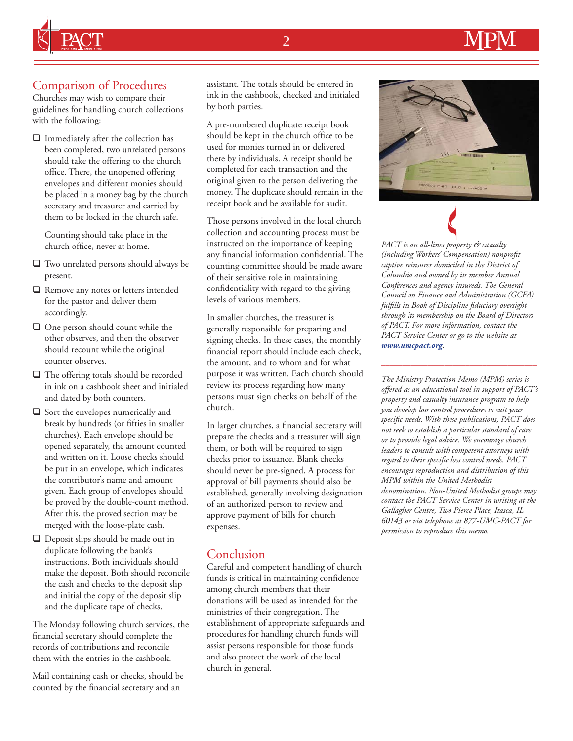## Comparison of Procedures

Churches may wish to compare their guidelines for handling church collections with the following:

- ❑ Immediately after the collection has been completed, two unrelated persons should take the offering to the church office. There, the unopened offering envelopes and different monies should be placed in a money bag by the church secretary and treasurer and carried by them to be locked in the church safe.

  Counting should take place in the church office, never at home.

- ❑ Two unrelated persons should always be present.
- ❑ Remove any notes or letters intended for the pastor and deliver them accordingly.
- ❑ One person should count while the other observes, and then the observer should recount while the original counter observes.
- ❑ The offering totals should be recorded in ink on a cashbook sheet and initialed and dated by both counters.
- ❑ Sort the envelopes numerically and break by hundreds (or fifties in smaller churches). Each envelope should be opened separately, the amount counted and written on it. Loose checks should be put in an envelope, which indicates the contributor's name and amount given. Each group of envelopes should be proved by the double-count method. After this, the proved section may be merged with the loose-plate cash.
- ❑ Deposit slips should be made out in duplicate following the bank's instructions. Both individuals should make the deposit. Both should reconcile the cash and checks to the deposit slip and initial the copy of the deposit slip and the duplicate tape of checks.

The Monday following church services, the financial secretary should complete the records of contributions and reconcile them with the entries in the cashbook.

Mail containing cash or checks, should be counted by the financial secretary and an assistant. The totals should be entered in ink in the cashbook, checked and initialed by both parties.

A pre-numbered duplicate receipt book should be kept in the church office to be used for monies turned in or delivered there by individuals. A receipt should be completed for each transaction and the original given to the person delivering the money. The duplicate should remain in the receipt book and be available for audit.

Those persons involved in the local church collection and accounting process must be instructed on the importance of keeping any financial information confidential. The counting committee should be made aware of their sensitive role in maintaining confidentiality with regard to the giving levels of various members.

In smaller churches, the treasurer is generally responsible for preparing and signing checks. In these cases, the monthly financial report should include each check, the amount, and to whom and for what purpose it was written. Each church should review its process regarding how many persons must sign checks on behalf of the church.

In larger churches, a financial secretary will prepare the checks and a treasurer will sign them, or both will be required to sign checks prior to issuance. Blank checks should never be pre-signed. A process for approval of bill payments should also be established, generally involving designation of an authorized person to review and approve payment of bills for church expenses.

## Conclusion

Careful and competent handling of church funds is critical in maintaining confidence among church members that their donations will be used as intended for the ministries of their congregation. The establishment of appropriate safeguards and procedures for handling church funds will assist persons responsible for those funds and also protect the work of the local church in general.

*PACT is an all-lines property & casualty (including Workers' Compensation) nonprofit captive reinsurer domiciled in the District of Columbia and owned by its member Annual Conferences and agency insureds. The General Council on Finance and Administration (GCFA) fulfills its Book of Discipline fiduciary oversight through its membership on the Board of Directors of PACT. For more information, contact the PACT Service Center or go to the website at* ***www.umcpact.org****.*

---

*The Ministry Protection Memo (MPM) series is offered as an educational tool in support of PACT's property and casualty insurance program to help you develop loss control procedures to suit your specific needs. With these publications, PACT does not seek to establish a particular standard of care or to provide legal advice. We encourage church leaders to consult with competent attorneys with regard to their specific loss control needs. PACT encourages reproduction and distribution of this MPM within the United Methodist denomination. Non-United Methodist groups may contact the PACT Service Center in writing at the Gallagher Centre, Two Pierce Place, Itasca, IL 60143 or via telephone at 877-UMC-PACT for permission to reproduce this memo.*